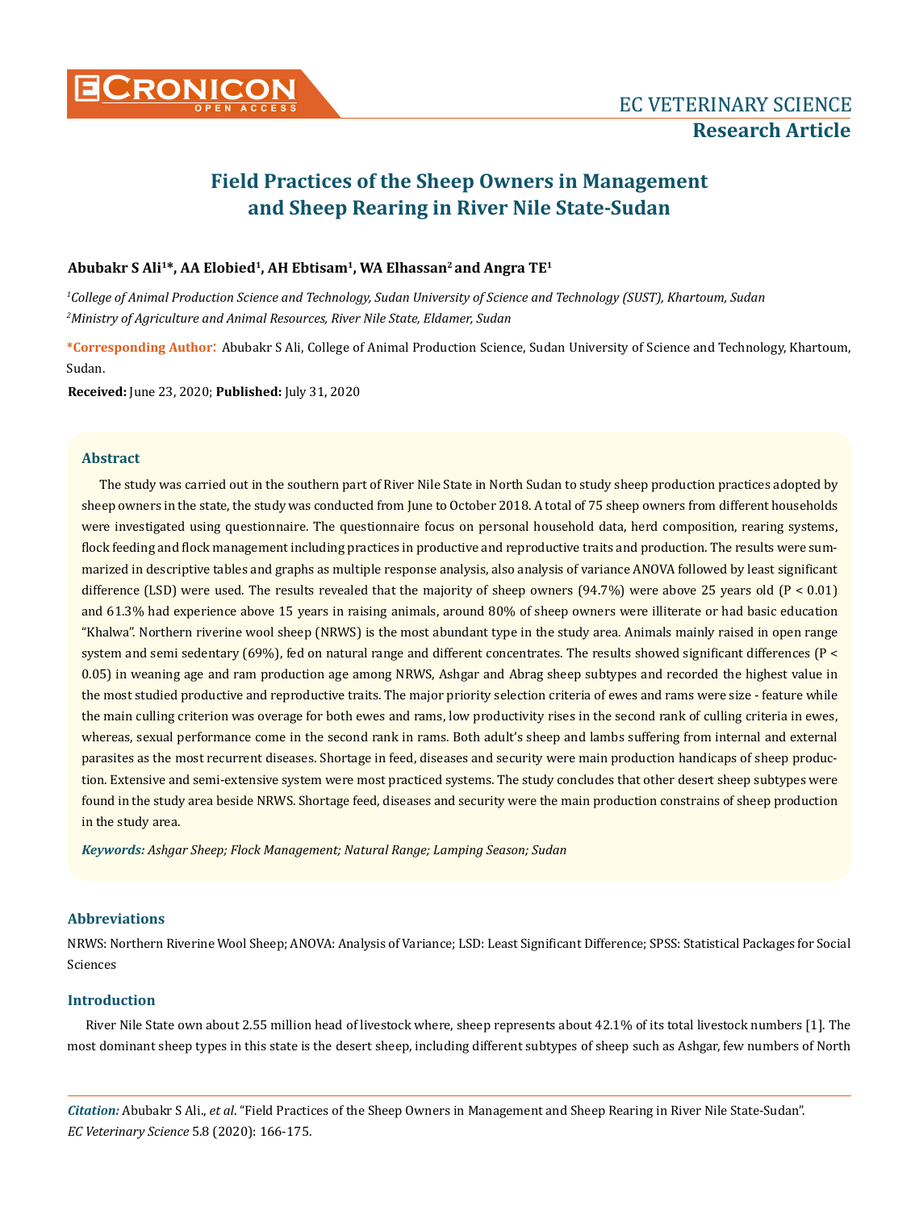# Field Practices of the Sheep Owners in Management and Sheep Rearing in River Nile State-Sudan

**Abubakr S Ali[1]\*, AA Elobied[1], AH Ebtisam[1], WA Elhassan[2] and Angra TE[1]**

*[1]College of Animal Production Science and Technology, Sudan University of Science and Technology (SUST), Khartoum, Sudan*
*[2]Ministry of Agriculture and Animal Resources, River Nile State, Eldamer, Sudan*

**\*Corresponding Author:** Abubakr S Ali, College of Animal Production Science, Sudan University of Science and Technology, Khartoum, Sudan.

**Received:** June 23, 2020; **Published:** July 31, 2020

## Abstract

The study was carried out in the southern part of River Nile State in North Sudan to study sheep production practices adopted by sheep owners in the state, the study was conducted from June to October 2018. A total of 75 sheep owners from different households were investigated using questionnaire. The questionnaire focus on personal household data, herd composition, rearing systems, flock feeding and flock management including practices in productive and reproductive traits and production. The results were summarized in descriptive tables and graphs as multiple response analysis, also analysis of variance ANOVA followed by least significant difference (LSD) were used. The results revealed that the majority of sheep owners (94.7%) were above 25 years old ($P < 0.01$) and 61.3% had experience above 15 years in raising animals, around 80% of sheep owners were illiterate or had basic education "Khalwa". Northern riverine wool sheep (NRWS) is the most abundant type in the study area. Animals mainly raised in open range system and semi sedentary (69%), fed on natural range and different concentrates. The results showed significant differences ($P < 0.05$) in weaning age and ram production age among NRWS, Ashgar and Abrag sheep subtypes and recorded the highest value in the most studied productive and reproductive traits. The major priority selection criteria of ewes and rams were size - feature while the main culling criterion was overage for both ewes and rams, low productivity rises in the second rank of culling criteria in ewes, whereas, sexual performance come in the second rank in rams. Both adult's sheep and lambs suffering from internal and external parasites as the most recurrent diseases. Shortage in feed, diseases and security were main production handicaps of sheep production. Extensive and semi-extensive system were most practiced systems. The study concludes that other desert sheep subtypes were found in the study area beside NRWS. Shortage feed, diseases and security were the main production constrains of sheep production in the study area.

***Keywords:*** *Ashgar Sheep; Flock Management; Natural Range; Lamping Season; Sudan*

## Abbreviations

NRWS: Northern Riverine Wool Sheep; ANOVA: Analysis of Variance; LSD: Least Significant Difference; SPSS: Statistical Packages for Social Sciences

## Introduction

River Nile State own about 2.55 million head of livestock where, sheep represents about 42.1% of its total livestock numbers [1]. The most dominant sheep types in this state is the desert sheep, including different subtypes of sheep such as Ashgar, few numbers of North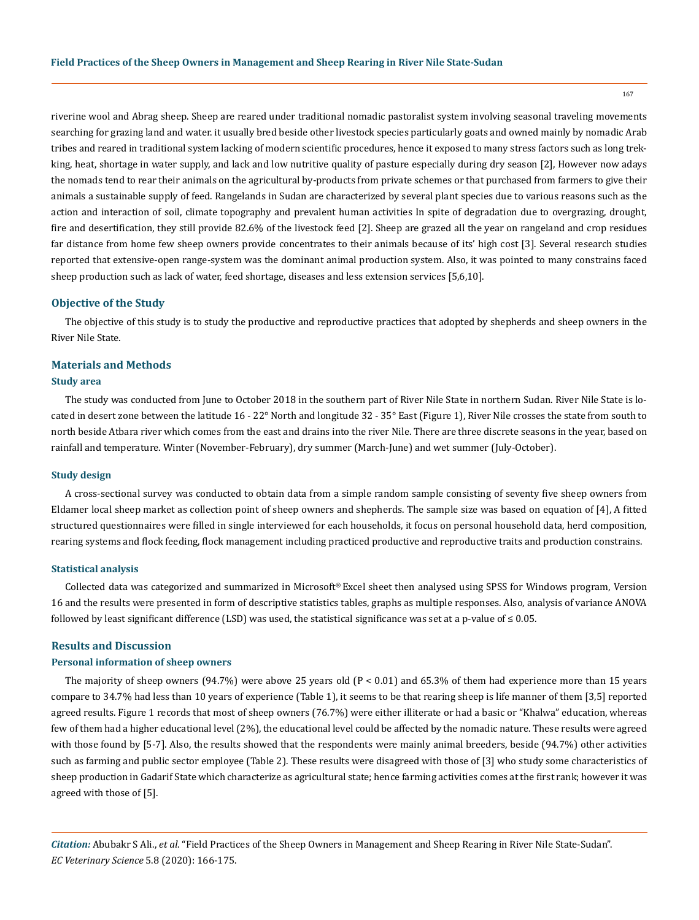riverine wool and Abrag sheep. Sheep are reared under traditional nomadic pastoralist system involving seasonal traveling movements searching for grazing land and water. it usually bred beside other livestock species particularly goats and owned mainly by nomadic Arab tribes and reared in traditional system lacking of modern scientific procedures, hence it exposed to many stress factors such as long trekking, heat, shortage in water supply, and lack and low nutritive quality of pasture especially during dry season [2], However now adays the nomads tend to rear their animals on the agricultural by-products from private schemes or that purchased from farmers to give their animals a sustainable supply of feed. Rangelands in Sudan are characterized by several plant species due to various reasons such as the action and interaction of soil, climate topography and prevalent human activities In spite of degradation due to overgrazing, drought, fire and desertification, they still provide 82.6% of the livestock feed [2]. Sheep are grazed all the year on rangeland and crop residues far distance from home few sheep owners provide concentrates to their animals because of its' high cost [3]. Several research studies reported that extensive-open range-system was the dominant animal production system. Also, it was pointed to many constrains faced sheep production such as lack of water, feed shortage, diseases and less extension services [5,6,10].

## Objective of the Study

The objective of this study is to study the productive and reproductive practices that adopted by shepherds and sheep owners in the River Nile State.

## Materials and Methods

### Study area

The study was conducted from June to October 2018 in the southern part of River Nile State in northern Sudan. River Nile State is located in desert zone between the latitude 16 - 22° North and longitude 32 - 35° East (Figure 1), River Nile crosses the state from south to north beside Atbara river which comes from the east and drains into the river Nile. There are three discrete seasons in the year, based on rainfall and temperature. Winter (November-February), dry summer (March-June) and wet summer (July-October).

### Study design

A cross-sectional survey was conducted to obtain data from a simple random sample consisting of seventy five sheep owners from Eldamer local sheep market as collection point of sheep owners and shepherds. The sample size was based on equation of [4], A fitted structured questionnaires were filled in single interviewed for each households, it focus on personal household data, herd composition, rearing systems and flock feeding, flock management including practiced productive and reproductive traits and production constrains.

### Statistical analysis

Collected data was categorized and summarized in Microsoft® Excel sheet then analysed using SPSS for Windows program, Version 16 and the results were presented in form of descriptive statistics tables, graphs as multiple responses. Also, analysis of variance ANOVA followed by least significant difference (LSD) was used, the statistical significance was set at a p-value of $\leq 0.05$.

## Results and Discussion

### Personal information of sheep owners

The majority of sheep owners (94.7%) were above 25 years old ($P < 0.01$) and 65.3% of them had experience more than 15 years compare to 34.7% had less than 10 years of experience (Table 1), it seems to be that rearing sheep is life manner of them [3,5] reported agreed results. Figure 1 records that most of sheep owners (76.7%) were either illiterate or had a basic or "Khalwa" education, whereas few of them had a higher educational level (2%), the educational level could be affected by the nomadic nature. These results were agreed with those found by [5-7]. Also, the results showed that the respondents were mainly animal breeders, beside (94.7%) other activities such as farming and public sector employee (Table 2). These results were disagreed with those of [3] who study some characteristics of sheep production in Gadarif State which characterize as agricultural state; hence farming activities comes at the first rank; however it was agreed with those of [5].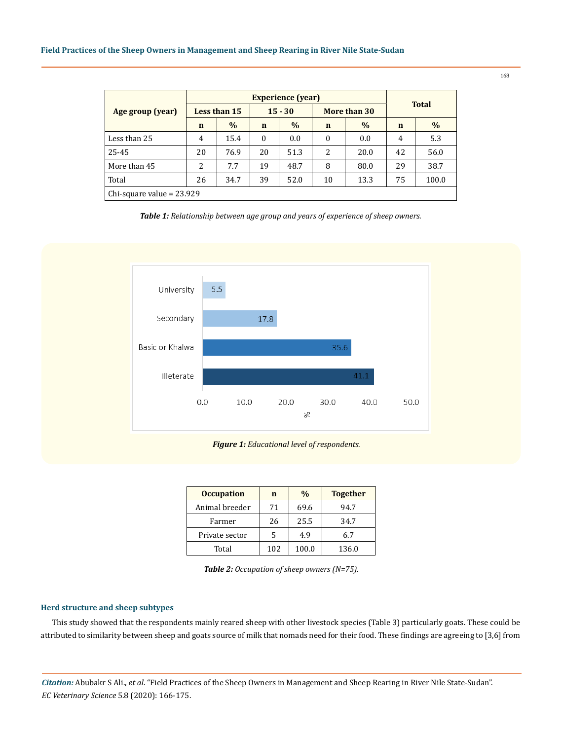| Age group (year) | Experience (year) | | | | | | Total | |
|---|---|---|---|---|---|---|---|---|
| | Less than 15 | | 15 - 30 | | More than 30 | | | |
| | n | % | n | % | n | % | n | % |
| Less than 25 | 4 | 15.4 | 0 | 0.0 | 0 | 0.0 | 4 | 5.3 |
| 25-45 | 20 | 76.9 | 20 | 51.3 | 2 | 20.0 | 42 | 56.0 |
| More than 45 | 2 | 7.7 | 19 | 48.7 | 8 | 80.0 | 29 | 38.7 |
| Total | 26 | 34.7 | 39 | 52.0 | 10 | 13.3 | 75 | 100.0 |
| Chi-square value = 23.929 | | | | | | | | |

***Table 1:*** *Relationship between age group and years of experience of sheep owners.*

***Figure 1:*** *Educational level of respondents.*

| Occupation | n | % | Together |
|---|---|---|---|
| Animal breeder | 71 | 69.6 | 94.7 |
| Farmer | 26 | 25.5 | 34.7 |
| Private sector | 5 | 4.9 | 6.7 |
| Total | 102 | 100.0 | 136.0 |

***Table 2:*** *Occupation of sheep owners (N=75).*

### Herd structure and sheep subtypes

This study showed that the respondents mainly reared sheep with other livestock species (Table 3) particularly goats. These could be attributed to similarity between sheep and goats source of milk that nomads need for their food. These findings are agreeing to [3,6] from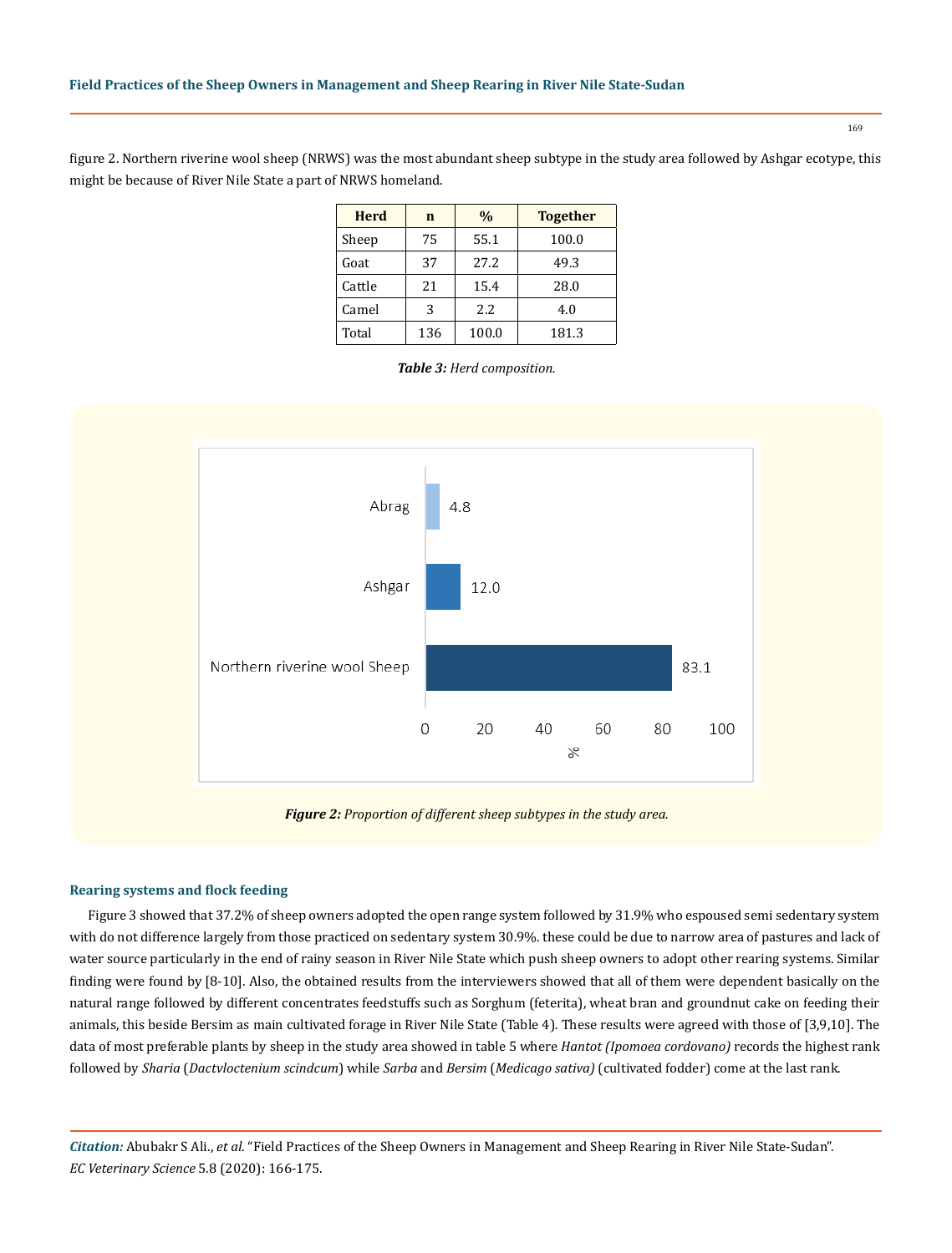figure 2. Northern riverine wool sheep (NRWS) was the most abundant sheep subtype in the study area followed by Ashgar ecotype, this might be because of River Nile State a part of NRWS homeland.

| Herd | n | % | Together |
|---|---|---|---|
| Sheep | 75 | 55.1 | 100.0 |
| Goat | 37 | 27.2 | 49.3 |
| Cattle | 21 | 15.4 | 28.0 |
| Camel | 3 | 2.2 | 4.0 |
| Total | 136 | 100.0 | 181.3 |

***Table 3:*** *Herd composition.*

| Sheep subtype | % |
|---|---|
| Abrag | 4.8 |
| Ashgar | 12.0 |
| Northern riverine wool Sheep | 83.1 |

***Figure 2:*** *Proportion of different sheep subtypes in the study area.*

### Rearing systems and flock feeding

Figure 3 showed that 37.2% of sheep owners adopted the open range system followed by 31.9% who espoused semi sedentary system with do not difference largely from those practiced on sedentary system 30.9%. these could be due to narrow area of pastures and lack of water source particularly in the end of rainy season in River Nile State which push sheep owners to adopt other rearing systems. Similar finding were found by [8-10]. Also, the obtained results from the interviewers showed that all of them were dependent basically on the natural range followed by different concentrates feedstuffs such as Sorghum (feterita), wheat bran and groundnut cake on feeding their animals, this beside Bersim as main cultivated forage in River Nile State (Table 4). These results were agreed with those of [3,9,10]. The data of most preferable plants by sheep in the study area showed in table 5 where *Hantot (Ipomoea cordovano)* records the highest rank followed by *Sharia* (*Dactvloctenium scindcum*) while *Sarba* and *Bersim* (*Medicago sativa)* (cultivated fodder) come at the last rank.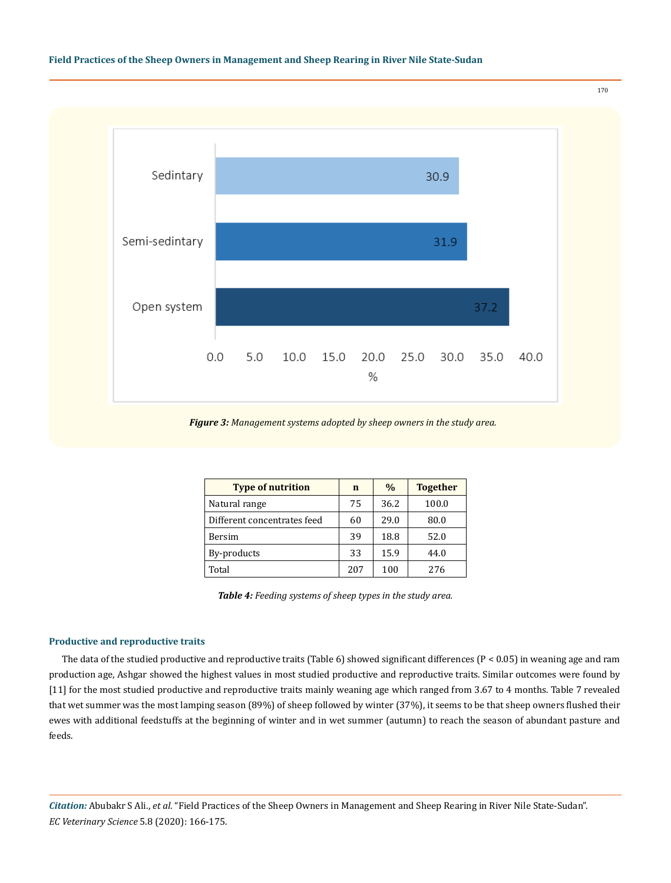Figure 3: Management systems adopted by sheep owners in the study area.

| Type of nutrition | n | % | Together |
|---|---|---|---|
| Natural range | 75 | 36.2 | 100.0 |
| Different concentrates feed | 60 | 29.0 | 80.0 |
| Bersim | 39 | 18.8 | 52.0 |
| By-products | 33 | 15.9 | 44.0 |
| Total | 207 | 100 | 276 |

*Table 4: Feeding systems of sheep types in the study area.*

### Productive and reproductive traits

The data of the studied productive and reproductive traits (Table 6) showed significant differences ($P < 0.05$) in weaning age and ram production age, Ashgar showed the highest values in most studied productive and reproductive traits. Similar outcomes were found by [11] for the most studied productive and reproductive traits mainly weaning age which ranged from 3.67 to 4 months. Table 7 revealed that wet summer was the most lamping season (89%) of sheep followed by winter (37%), it seems to be that sheep owners flushed their ewes with additional feedstuffs at the beginning of winter and in wet summer (autumn) to reach the season of abundant pasture and feeds.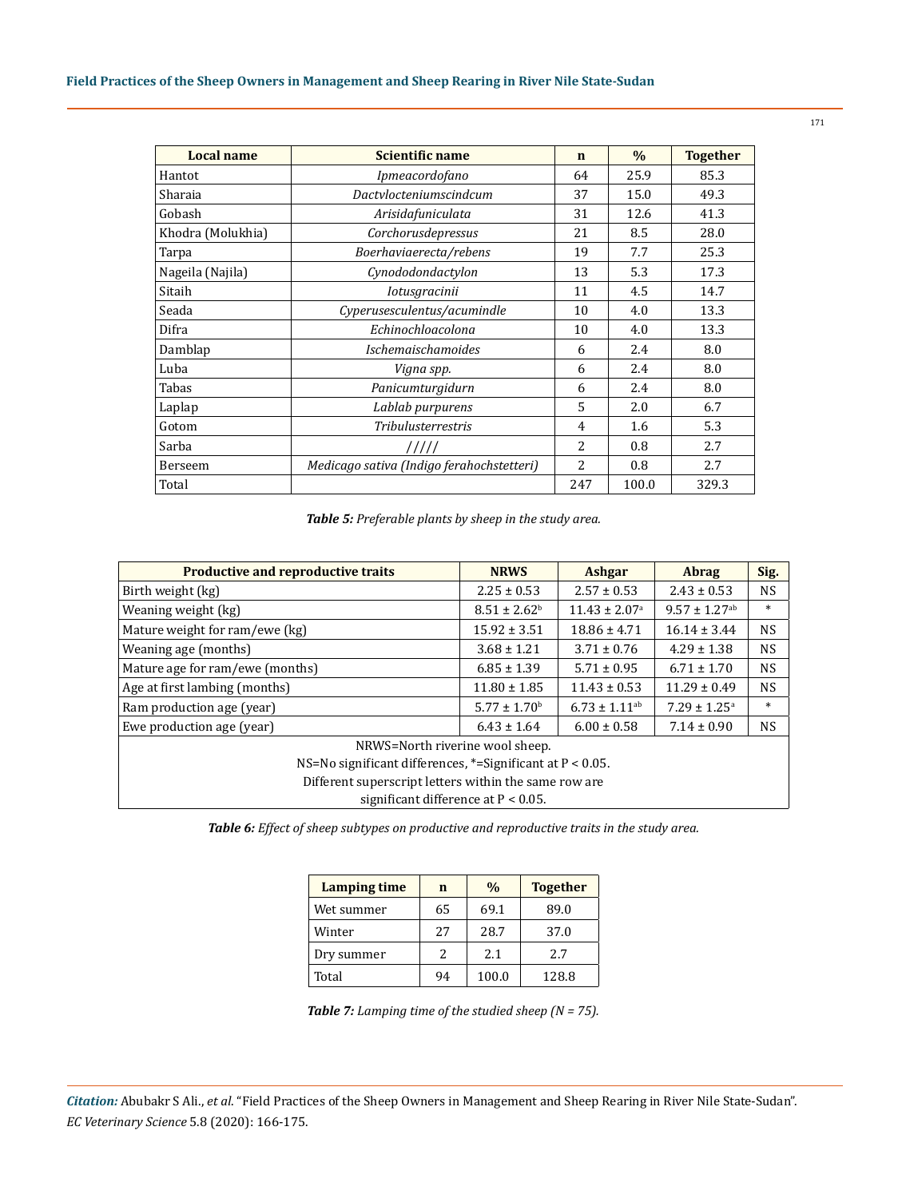| Local name | Scientific name | n | % | Together |
|---|---|---|---|---|
| Hantot | *Ipmeacordofano* | 64 | 25.9 | 85.3 |
| Sharaia | *Dactvlocteniumscindcum* | 37 | 15.0 | 49.3 |
| Gobash | *Arisidafuniculata* | 31 | 12.6 | 41.3 |
| Khodra (Molukhia) | *Corchorusdepressus* | 21 | 8.5 | 28.0 |
| Tarpa | *Boerhaviaerecta/rebens* | 19 | 7.7 | 25.3 |
| Nageila (Najila) | *Cynododondactylon* | 13 | 5.3 | 17.3 |
| Sitaih | *Iotusgracinii* | 11 | 4.5 | 14.7 |
| Seada | *Cyperusesculentus/acumindle* | 10 | 4.0 | 13.3 |
| Difra | *Echinochloacolona* | 10 | 4.0 | 13.3 |
| Damblap | *Ischemaischamoides* | 6 | 2.4 | 8.0 |
| Luba | *Vigna spp.* | 6 | 2.4 | 8.0 |
| Tabas | *Panicumturgidurn* | 6 | 2.4 | 8.0 |
| Laplap | *Lablab purpurens* | 5 | 2.0 | 6.7 |
| Gotom | *Tribulusterrestris* | 4 | 1.6 | 5.3 |
| Sarba | ///// | 2 | 0.8 | 2.7 |
| Berseem | *Medicago sativa (Indigo ferahochstetteri)* | 2 | 0.8 | 2.7 |
| Total | | 247 | 100.0 | 329.3 |

***Table 5:*** *Preferable plants by sheep in the study area.*

| Productive and reproductive traits | NRWS | Ashgar | Abrag | Sig. |
|---|---|---|---|---|
| Birth weight (kg) | 2.25 ± 0.53 | 2.57 ± 0.53 | 2.43 ± 0.53 | NS |
| Weaning weight (kg) | 8.51 ± 2.62[b] | 11.43 ± 2.07[a] | 9.57 ± 1.27[ab] | * |
| Mature weight for ram/ewe (kg) | 15.92 ± 3.51 | 18.86 ± 4.71 | 16.14 ± 3.44 | NS |
| Weaning age (months) | 3.68 ± 1.21 | 3.71 ± 0.76 | 4.29 ± 1.38 | NS |
| Mature age for ram/ewe (months) | 6.85 ± 1.39 | 5.71 ± 0.95 | 6.71 ± 1.70 | NS |
| Age at first lambing (months) | 11.80 ± 1.85 | 11.43 ± 0.53 | 11.29 ± 0.49 | NS |
| Ram production age (year) | 5.77 ± 1.70[b] | 6.73 ± 1.11[ab] | 7.29 ± 1.25[a] | * |
| Ewe production age (year) | 6.43 ± 1.64 | 6.00 ± 0.58 | 7.14 ± 0.90 | NS |

NRWS=North riverine wool sheep.
NS=No significant differences, *=Significant at $P < 0.05$.
Different superscript letters within the same row are significant difference at $P < 0.05$.

***Table 6:*** *Effect of sheep subtypes on productive and reproductive traits in the study area.*

| Lamping time | n | % | Together |
|---|---|---|---|
| Wet summer | 65 | 69.1 | 89.0 |
| Winter | 27 | 28.7 | 37.0 |
| Dry summer | 2 | 2.1 | 2.7 |
| Total | 94 | 100.0 | 128.8 |

***Table 7:*** *Lamping time of the studied sheep (N = 75).*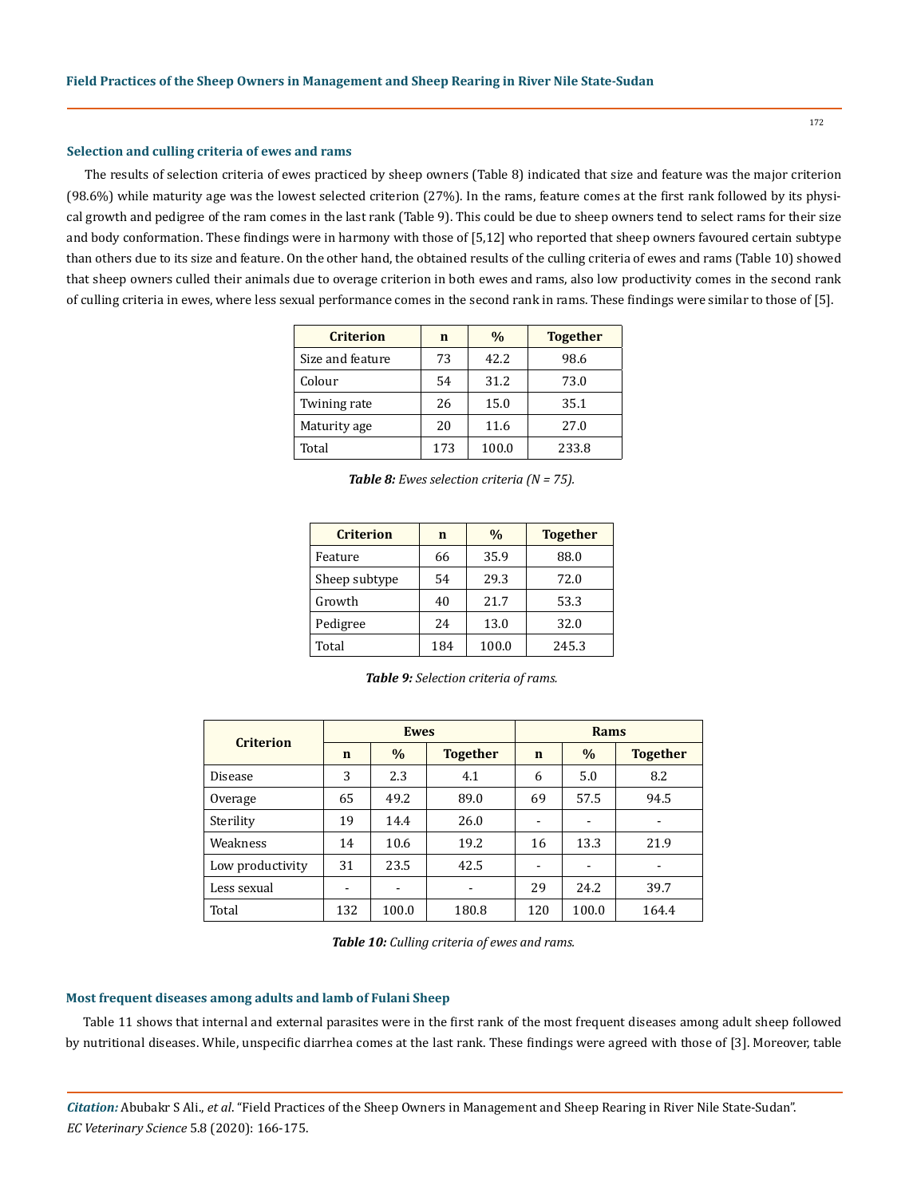### Selection and culling criteria of ewes and rams

The results of selection criteria of ewes practiced by sheep owners (Table 8) indicated that size and feature was the major criterion (98.6%) while maturity age was the lowest selected criterion (27%). In the rams, feature comes at the first rank followed by its physical growth and pedigree of the ram comes in the last rank (Table 9). This could be due to sheep owners tend to select rams for their size and body conformation. These findings were in harmony with those of [5,12] who reported that sheep owners favoured certain subtype than others due to its size and feature. On the other hand, the obtained results of the culling criteria of ewes and rams (Table 10) showed that sheep owners culled their animals due to overage criterion in both ewes and rams, also low productivity comes in the second rank of culling criteria in ewes, where less sexual performance comes in the second rank in rams. These findings were similar to those of [5].

| Criterion | n | % | Together |
|---|---|---|---|
| Size and feature | 73 | 42.2 | 98.6 |
| Colour | 54 | 31.2 | 73.0 |
| Twining rate | 26 | 15.0 | 35.1 |
| Maturity age | 20 | 11.6 | 27.0 |
| Total | 173 | 100.0 | 233.8 |

***Table 8:*** *Ewes selection criteria (N = 75).*

| Criterion | n | % | Together |
|---|---|---|---|
| Feature | 66 | 35.9 | 88.0 |
| Sheep subtype | 54 | 29.3 | 72.0 |
| Growth | 40 | 21.7 | 53.3 |
| Pedigree | 24 | 13.0 | 32.0 |
| Total | 184 | 100.0 | 245.3 |

***Table 9:*** *Selection criteria of rams.*

| Criterion | Ewes | | | Rams | | |
|---|---|---|---|---|---|---|
| | n | % | Together | n | % | Together |
| Disease | 3 | 2.3 | 4.1 | 6 | 5.0 | 8.2 |
| Overage | 65 | 49.2 | 89.0 | 69 | 57.5 | 94.5 |
| Sterility | 19 | 14.4 | 26.0 | - | - | - |
| Weakness | 14 | 10.6 | 19.2 | 16 | 13.3 | 21.9 |
| Low productivity | 31 | 23.5 | 42.5 | - | - | - |
| Less sexual | - | - | - | 29 | 24.2 | 39.7 |
| Total | 132 | 100.0 | 180.8 | 120 | 100.0 | 164.4 |

***Table 10:*** *Culling criteria of ewes and rams.*

### Most frequent diseases among adults and lamb of Fulani Sheep

Table 11 shows that internal and external parasites were in the first rank of the most frequent diseases among adult sheep followed by nutritional diseases. While, unspecific diarrhea comes at the last rank. These findings were agreed with those of [3]. Moreover, table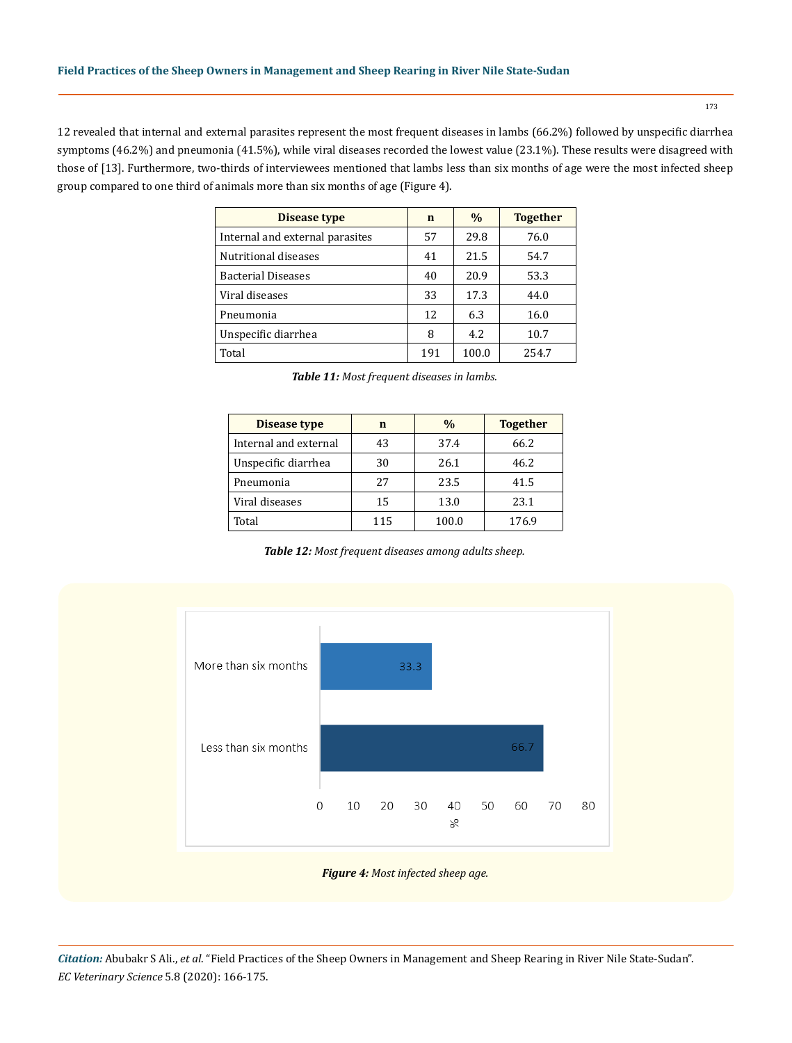12 revealed that internal and external parasites represent the most frequent diseases in lambs (66.2%) followed by unspecific diarrhea symptoms (46.2%) and pneumonia (41.5%), while viral diseases recorded the lowest value (23.1%). These results were disagreed with those of [13]. Furthermore, two-thirds of interviewees mentioned that lambs less than six months of age were the most infected sheep group compared to one third of animals more than six months of age (Figure 4).

| Disease type | n | % | Together |
|---|---|---|---|
| Internal and external parasites | 57 | 29.8 | 76.0 |
| Nutritional diseases | 41 | 21.5 | 54.7 |
| Bacterial Diseases | 40 | 20.9 | 53.3 |
| Viral diseases | 33 | 17.3 | 44.0 |
| Pneumonia | 12 | 6.3 | 16.0 |
| Unspecific diarrhea | 8 | 4.2 | 10.7 |
| Total | 191 | 100.0 | 254.7 |

***Table 11:*** *Most frequent diseases in lambs.*

| Disease type | n | % | Together |
|---|---|---|---|
| Internal and external | 43 | 37.4 | 66.2 |
| Unspecific diarrhea | 30 | 26.1 | 46.2 |
| Pneumonia | 27 | 23.5 | 41.5 |
| Viral diseases | 15 | 13.0 | 23.1 |
| Total | 115 | 100.0 | 176.9 |

***Table 12:*** *Most frequent diseases among adults sheep.*

| Age | % |
|---|---|
| More than six months | 33.3 |
| Less than six months | 66.7 |

***Figure 4:*** *Most infected sheep age.*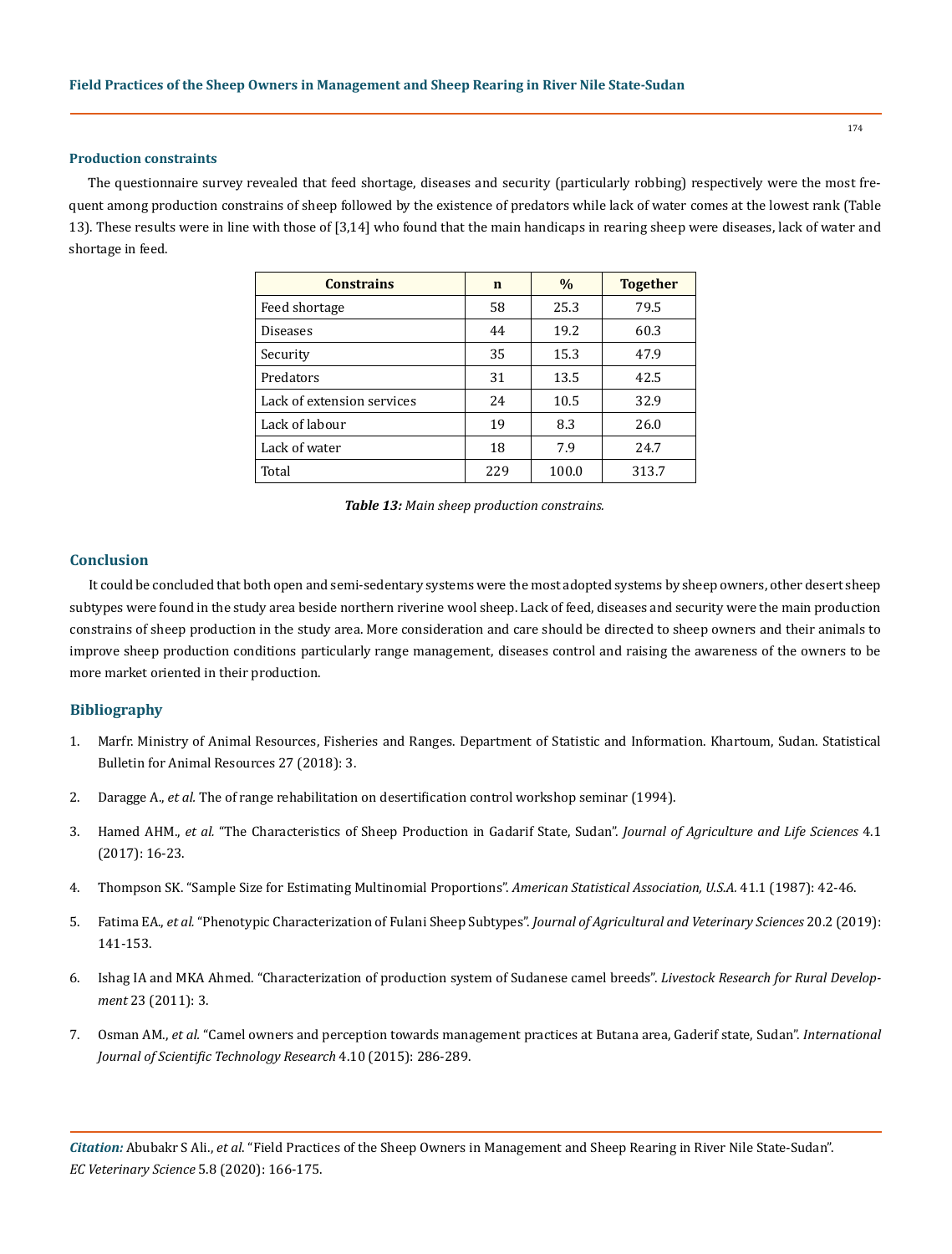### Production constraints

The questionnaire survey revealed that feed shortage, diseases and security (particularly robbing) respectively were the most frequent among production constrains of sheep followed by the existence of predators while lack of water comes at the lowest rank (Table 13). These results were in line with those of [3,14] who found that the main handicaps in rearing sheep were diseases, lack of water and shortage in feed.

| Constrains | n | % | Together |
|---|---|---|---|
| Feed shortage | 58 | 25.3 | 79.5 |
| Diseases | 44 | 19.2 | 60.3 |
| Security | 35 | 15.3 | 47.9 |
| Predators | 31 | 13.5 | 42.5 |
| Lack of extension services | 24 | 10.5 | 32.9 |
| Lack of labour | 19 | 8.3 | 26.0 |
| Lack of water | 18 | 7.9 | 24.7 |
| Total | 229 | 100.0 | 313.7 |

***Table 13:*** *Main sheep production constrains.*

## Conclusion

It could be concluded that both open and semi-sedentary systems were the most adopted systems by sheep owners, other desert sheep subtypes were found in the study area beside northern riverine wool sheep. Lack of feed, diseases and security were the main production constrains of sheep production in the study area. More consideration and care should be directed to sheep owners and their animals to improve sheep production conditions particularly range management, diseases control and raising the awareness of the owners to be more market oriented in their production.

## Bibliography

1. Marfr. Ministry of Animal Resources, Fisheries and Ranges. Department of Statistic and Information. Khartoum, Sudan. Statistical Bulletin for Animal Resources 27 (2018): 3.
2. Daragge A., *et al.* The of range rehabilitation on desertification control workshop seminar (1994).
3. Hamed AHM., *et al.* "The Characteristics of Sheep Production in Gadarif State, Sudan". *Journal of Agriculture and Life Sciences* 4.1 (2017): 16-23.
4. Thompson SK. "Sample Size for Estimating Multinomial Proportions". *American Statistical Association, U.S.A.* 41.1 (1987): 42-46.
5. Fatima EA., *et al.* "Phenotypic Characterization of Fulani Sheep Subtypes". *Journal of Agricultural and Veterinary Sciences* 20.2 (2019): 141-153.
6. Ishag IA and MKA Ahmed. "Characterization of production system of Sudanese camel breeds". *Livestock Research for Rural Development* 23 (2011): 3.
7. Osman AM., *et al.* "Camel owners and perception towards management practices at Butana area, Gaderif state, Sudan". *International Journal of Scientific Technology Research* 4.10 (2015): 286-289.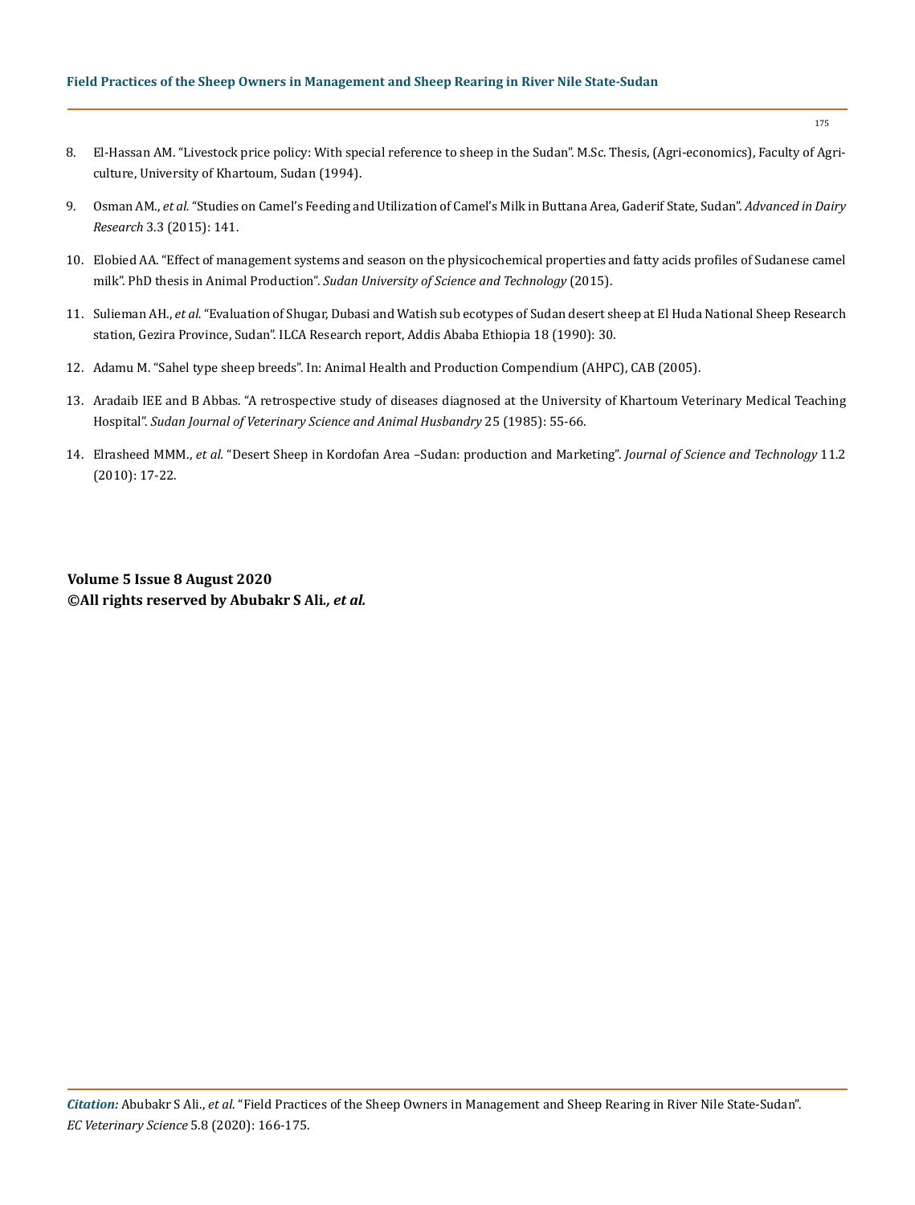8. El-Hassan AM. "Livestock price policy: With special reference to sheep in the Sudan". M.Sc. Thesis, (Agri-economics), Faculty of Agriculture, University of Khartoum, Sudan (1994).

9. Osman AM., *et al.* "Studies on Camel's Feeding and Utilization of Camel's Milk in Buttana Area, Gaderif State, Sudan". *Advanced in Dairy Research* 3.3 (2015): 141.

10. Elobied AA. "Effect of management systems and season on the physicochemical properties and fatty acids profiles of Sudanese camel milk". PhD thesis in Animal Production". *Sudan University of Science and Technology* (2015).

11. Sulieman AH., *et al.* "Evaluation of Shugar, Dubasi and Watish sub ecotypes of Sudan desert sheep at El Huda National Sheep Research station, Gezira Province, Sudan". ILCA Research report, Addis Ababa Ethiopia 18 (1990): 30.

12. Adamu M. "Sahel type sheep breeds". In: Animal Health and Production Compendium (AHPC), CAB (2005).

13. Aradaib IEE and B Abbas. "A retrospective study of diseases diagnosed at the University of Khartoum Veterinary Medical Teaching Hospital". *Sudan Journal of Veterinary Science and Animal Husbandry* 25 (1985): 55-66.

14. Elrasheed MMM., *et al.* "Desert Sheep in Kordofan Area –Sudan: production and Marketing". *Journal of Science and Technology* 11.2 (2010): 17-22.

**Volume 5 Issue 8 August 2020**
**©All rights reserved by Abubakr S Ali*., et al.***